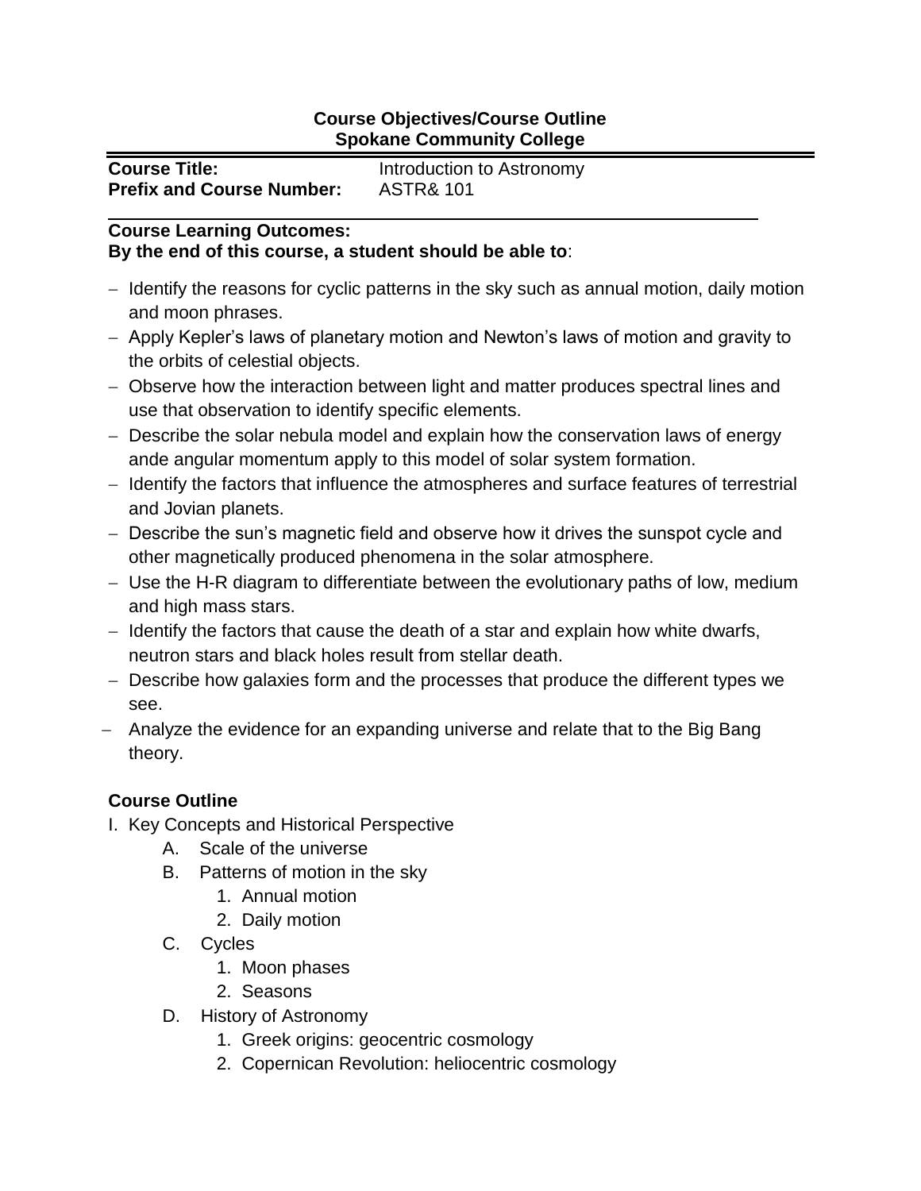**Course Objectives/Course Outline**
**Spokane Community College**

---

**Course Title:** Introduction to Astronomy
**Prefix and Course Number:** ASTR& 101

---

**Course Learning Outcomes:**
**By the end of this course, a student should be able to**:

- Identify the reasons for cyclic patterns in the sky such as annual motion, daily motion and moon phrases.
- Apply Kepler's laws of planetary motion and Newton's laws of motion and gravity to the orbits of celestial objects.
- Observe how the interaction between light and matter produces spectral lines and use that observation to identify specific elements.
- Describe the solar nebula model and explain how the conservation laws of energy ande angular momentum apply to this model of solar system formation.
- Identify the factors that influence the atmospheres and surface features of terrestrial and Jovian planets.
- Describe the sun's magnetic field and observe how it drives the sunspot cycle and other magnetically produced phenomena in the solar atmosphere.
- Use the H-R diagram to differentiate between the evolutionary paths of low, medium and high mass stars.
- Identify the factors that cause the death of a star and explain how white dwarfs, neutron stars and black holes result from stellar death.
- Describe how galaxies form and the processes that produce the different types we see.
- Analyze the evidence for an expanding universe and relate that to the Big Bang theory.

**Course Outline**

I. Key Concepts and Historical Perspective
   A. Scale of the universe
   B. Patterns of motion in the sky
      1. Annual motion
      2. Daily motion
   C. Cycles
      1. Moon phases
      2. Seasons
   D. History of Astronomy
      1. Greek origins: geocentric cosmology
      2. Copernican Revolution: heliocentric cosmology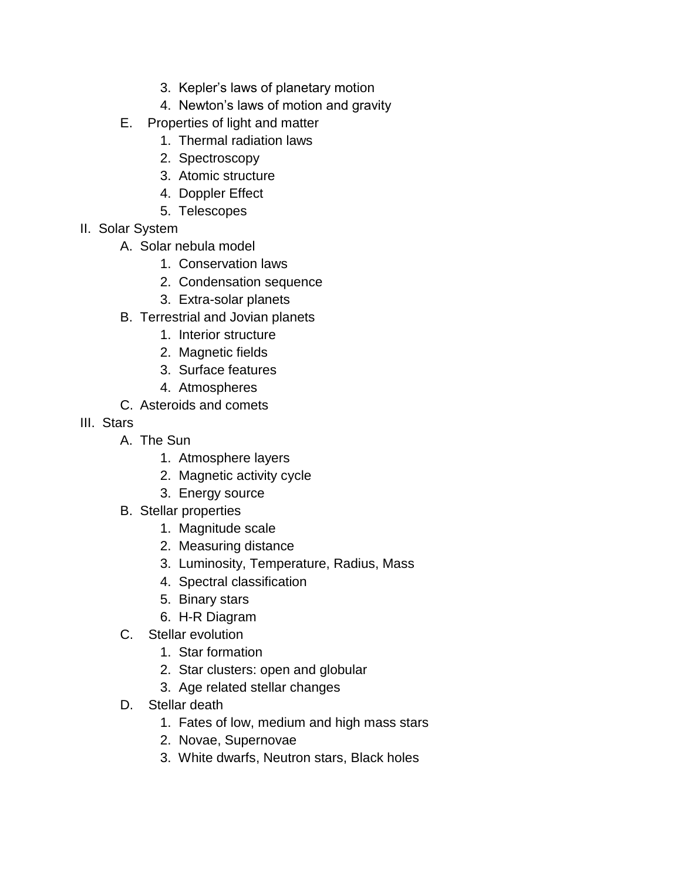3. Kepler's laws of planetary motion
4. Newton's laws of motion and gravity

E. Properties of light and matter
1. Thermal radiation laws
2. Spectroscopy
3. Atomic structure
4. Doppler Effect
5. Telescopes

II. Solar System

A. Solar nebula model
1. Conservation laws
2. Condensation sequence
3. Extra-solar planets

B. Terrestrial and Jovian planets
1. Interior structure
2. Magnetic fields
3. Surface features
4. Atmospheres

C. Asteroids and comets

III. Stars

A. The Sun
1. Atmosphere layers
2. Magnetic activity cycle
3. Energy source

B. Stellar properties
1. Magnitude scale
2. Measuring distance
3. Luminosity, Temperature, Radius, Mass
4. Spectral classification
5. Binary stars
6. H-R Diagram

C. Stellar evolution
1. Star formation
2. Star clusters: open and globular
3. Age related stellar changes

D. Stellar death
1. Fates of low, medium and high mass stars
2. Novae, Supernovae
3. White dwarfs, Neutron stars, Black holes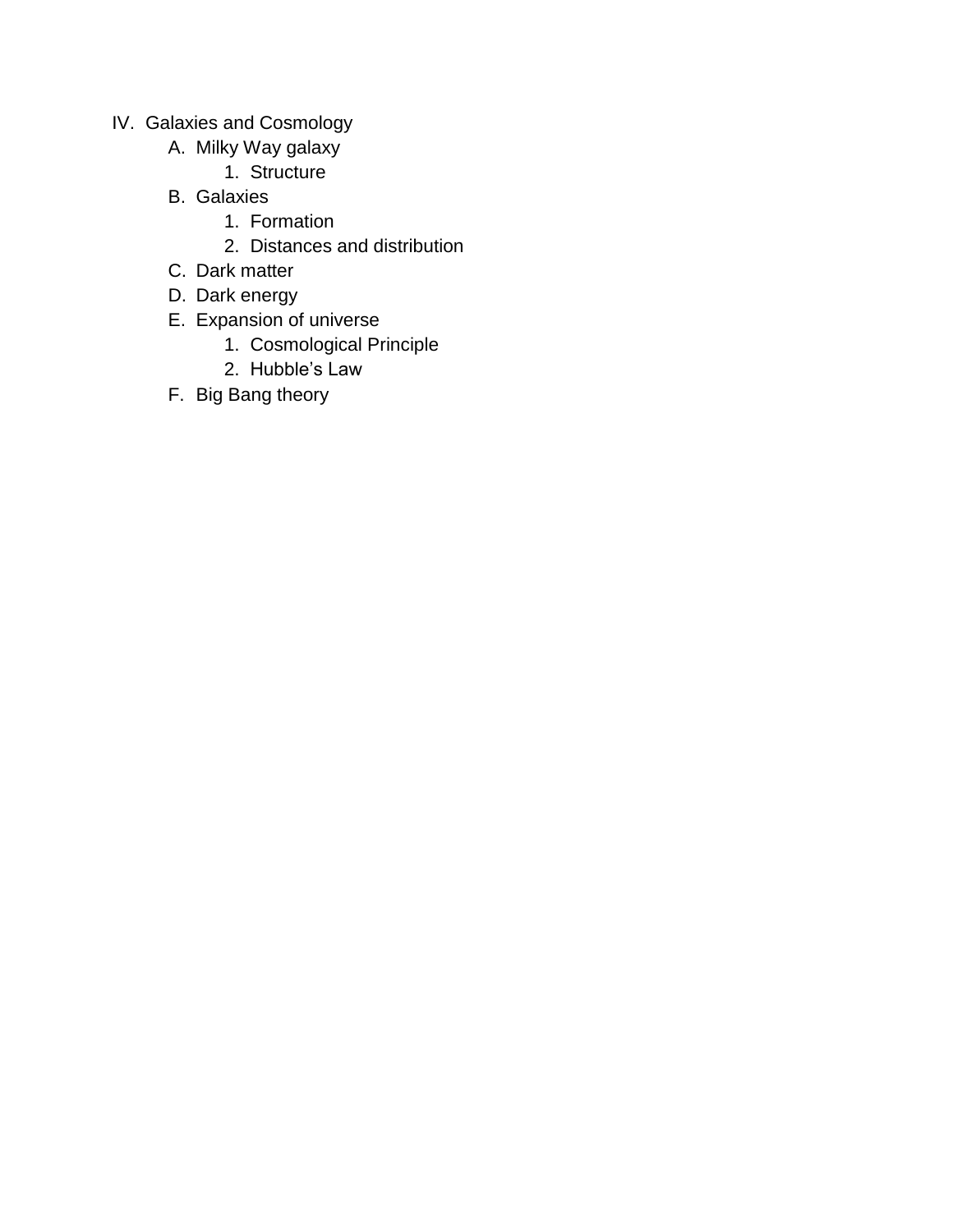IV. Galaxies and Cosmology
   A. Milky Way galaxy
      1. Structure
   B. Galaxies
      1. Formation
      2. Distances and distribution
   C. Dark matter
   D. Dark energy
   E. Expansion of universe
      1. Cosmological Principle
      2. Hubble's Law
   F. Big Bang theory